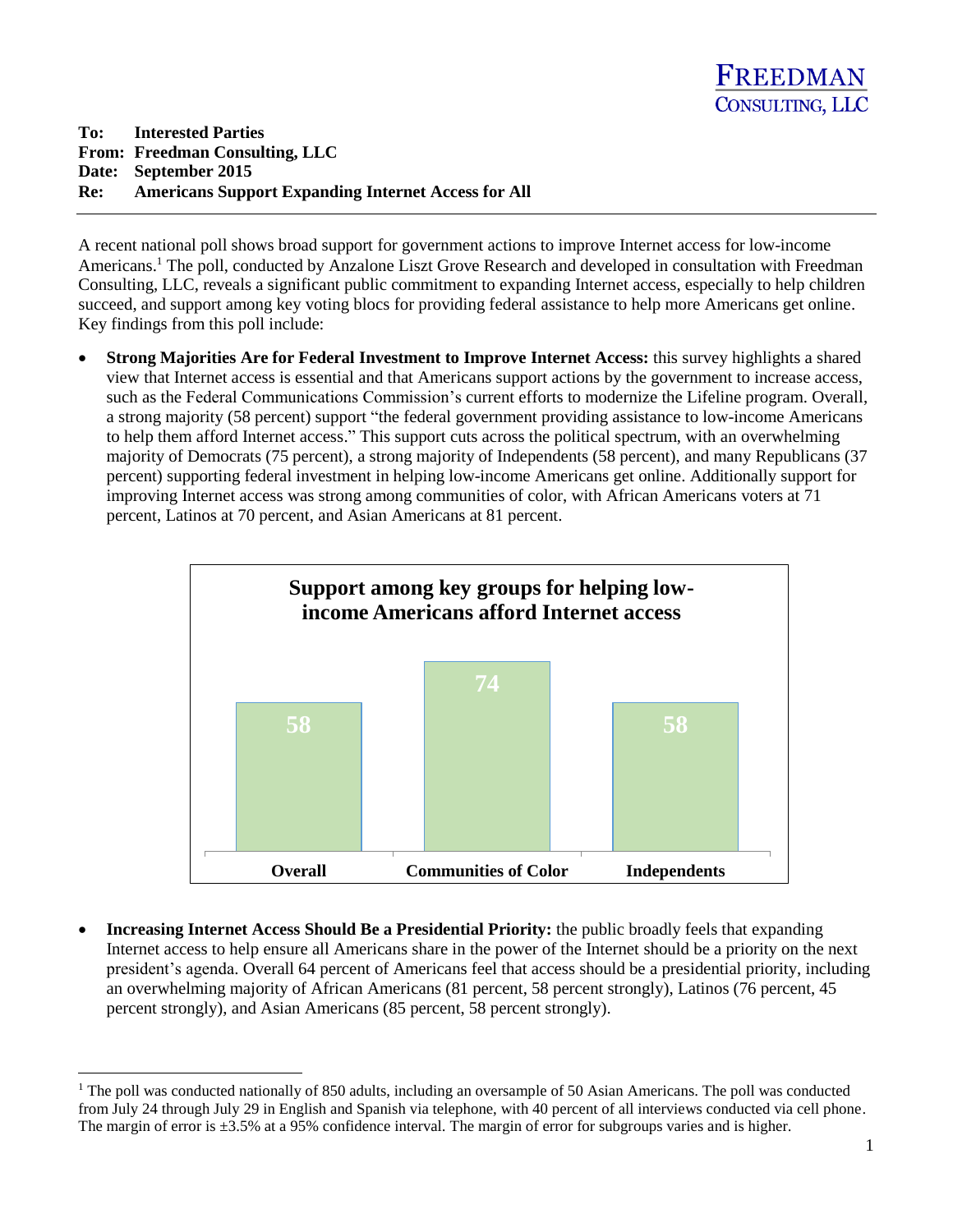**FREEDMAN CONSULTING, LLC**

**To:** **Interested Parties**
**From:** **Freedman Consulting, LLC**
**Date:** **September 2015**
**Re:** **Americans Support Expanding Internet Access for All**

---

A recent national poll shows broad support for government actions to improve Internet access for low-income Americans.[1] The poll, conducted by Anzalone Liszt Grove Research and developed in consultation with Freedman Consulting, LLC, reveals a significant public commitment to expanding Internet access, especially to help children succeed, and support among key voting blocs for providing federal assistance to help more Americans get online. Key findings from this poll include:

- **Strong Majorities Are for Federal Investment to Improve Internet Access:** this survey highlights a shared view that Internet access is essential and that Americans support actions by the government to increase access, such as the Federal Communications Commission's current efforts to modernize the Lifeline program. Overall, a strong majority (58 percent) support "the federal government providing assistance to low-income Americans to help them afford Internet access." This support cuts across the political spectrum, with an overwhelming majority of Democrats (75 percent), a strong majority of Independents (58 percent), and many Republicans (37 percent) supporting federal investment in helping low-income Americans get online. Additionally support for improving Internet access was strong among communities of color, with African Americans voters at 71 percent, Latinos at 70 percent, and Asian Americans at 81 percent.

**Support among key groups for helping low-income Americans afford Internet access**

| Overall | Communities of Color | Independents |
|---|---|---|
| 58 | 74 | 58 |

- **Increasing Internet Access Should Be a Presidential Priority:** the public broadly feels that expanding Internet access to help ensure all Americans share in the power of the Internet should be a priority on the next president's agenda. Overall 64 percent of Americans feel that access should be a presidential priority, including an overwhelming majority of African Americans (81 percent, 58 percent strongly), Latinos (76 percent, 45 percent strongly), and Asian Americans (85 percent, 58 percent strongly).

---

[1] The poll was conducted nationally of 850 adults, including an oversample of 50 Asian Americans. The poll was conducted from July 24 through July 29 in English and Spanish via telephone, with 40 percent of all interviews conducted via cell phone. The margin of error is ±3.5% at a 95% confidence interval. The margin of error for subgroups varies and is higher.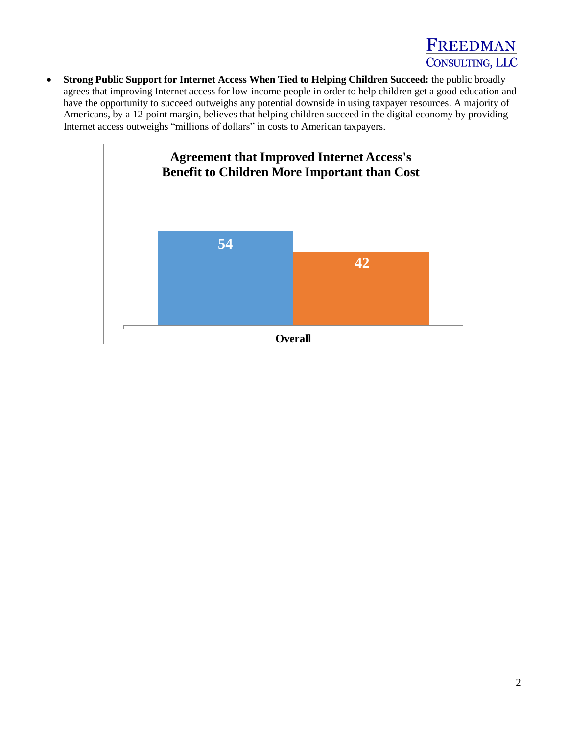- **Strong Public Support for Internet Access When Tied to Helping Children Succeed:** the public broadly agrees that improving Internet access for low-income people in order to help children get a good education and have the opportunity to succeed outweighs any potential downside in using taxpayer resources. A majority of Americans, by a 12-point margin, believes that helping children succeed in the digital economy by providing Internet access outweighs "millions of dollars" in costs to American taxpayers.

**Agreement that Improved Internet Access's Benefit to Children More Important than Cost**

54

42

Overall